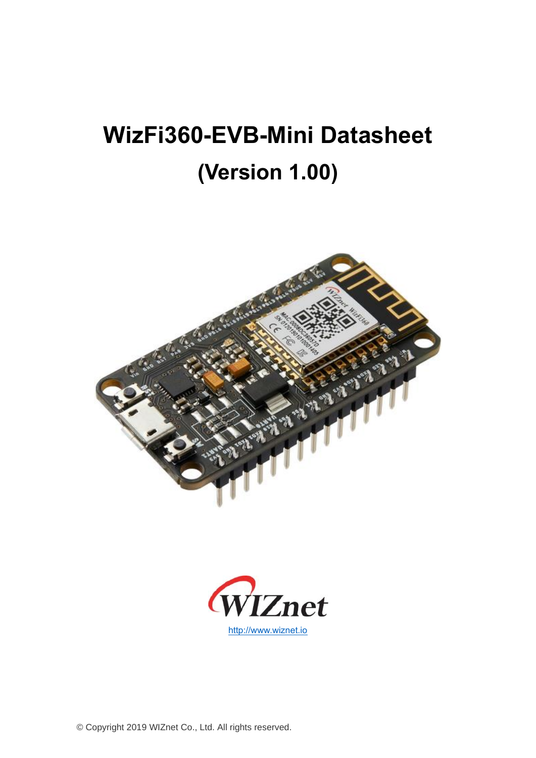# WizFi360-EVB-Mini Datasheet

## (Version 1.00)

http://www.wiznet.io

© Copyright 2019 WIZnet Co., Ltd. All rights reserved.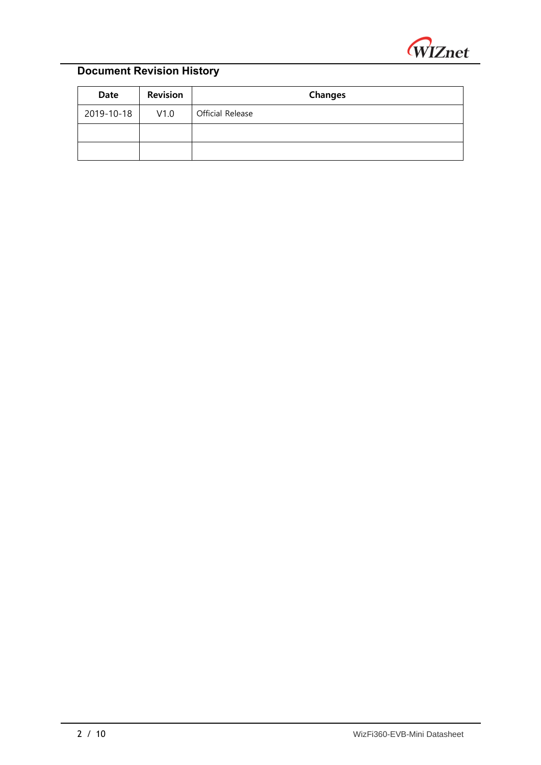## Document Revision History

| Date | Revision | Changes |
|---|---|---|
| 2019-10-18 | V1.0 | Official Release |
| | | |
| | | |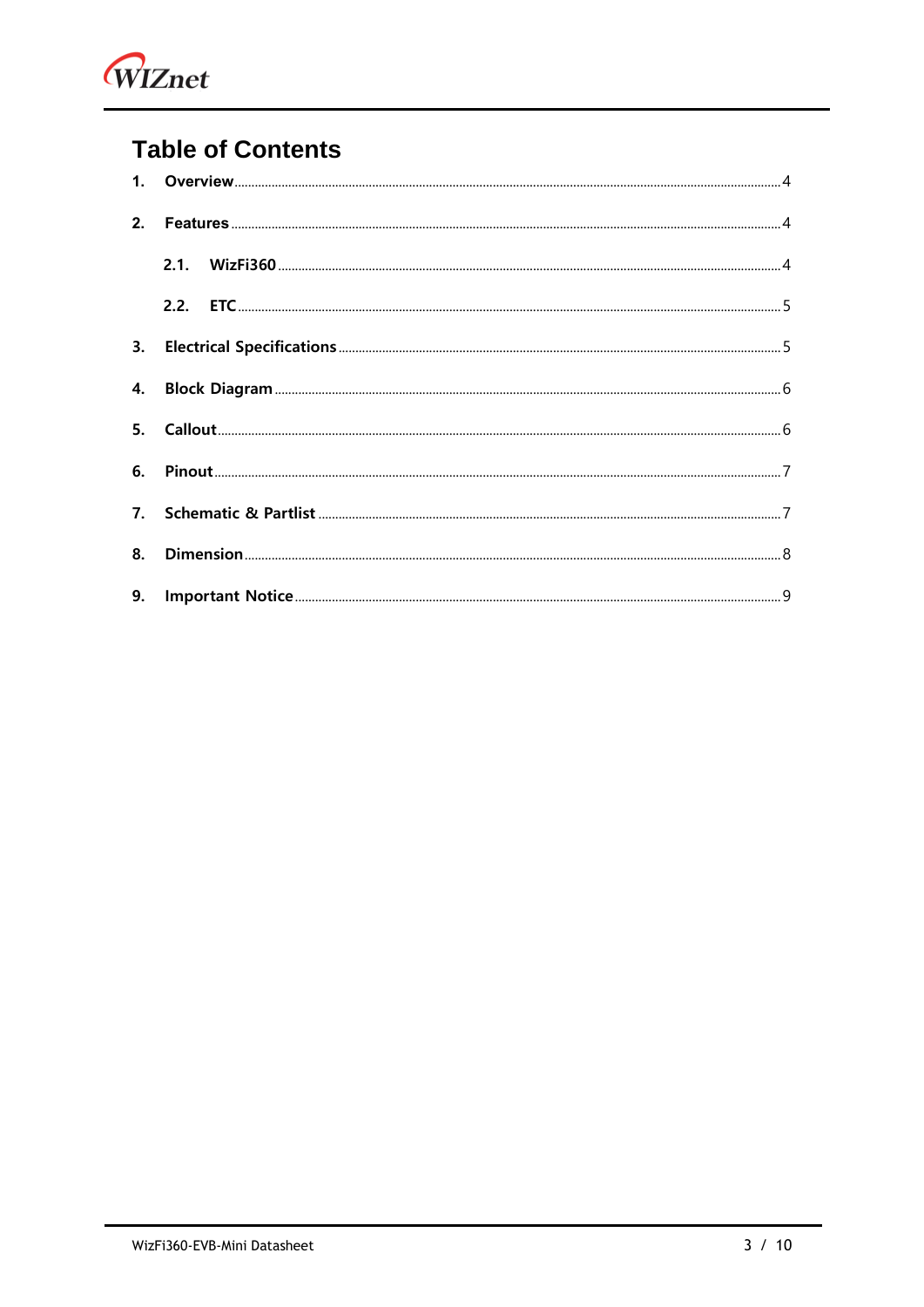# Table of Contents

1. **Overview** ........................................................................ 4
2. **Features** ........................................................................ 4
   - 2.1. **WizFi360** ........................................................................ 4
   - 2.2. **ETC** ........................................................................ 5
3. **Electrical Specifications** ........................................................................ 5
4. **Block Diagram** ........................................................................ 6
5. **Callout** ........................................................................ 6
6. **Pinout** ........................................................................ 7
7. **Schematic & Partlist** ........................................................................ 7
8. **Dimension** ........................................................................ 8
9. **Important Notice** ........................................................................ 9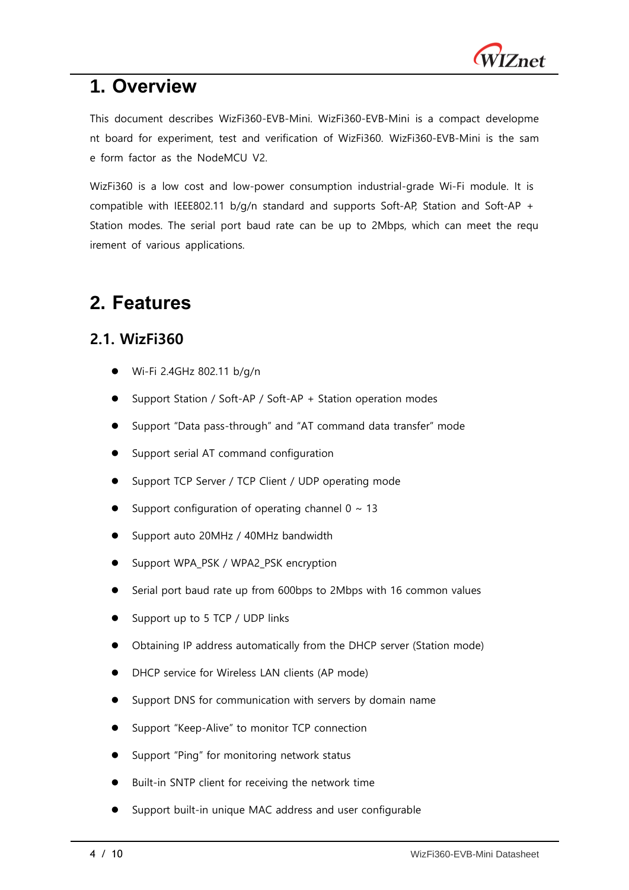# 1. Overview

This document describes WizFi360-EVB-Mini. WizFi360-EVB-Mini is a compact development board for experiment, test and verification of WizFi360. WizFi360-EVB-Mini is the same form factor as the NodeMCU V2.

WizFi360 is a low cost and low-power consumption industrial-grade Wi-Fi module. It is compatible with IEEE802.11 b/g/n standard and supports Soft-AP, Station and Soft-AP + Station modes. The serial port baud rate can be up to 2Mbps, which can meet the requirement of various applications.

# 2. Features

## 2.1. WizFi360

- Wi-Fi 2.4GHz 802.11 b/g/n
- Support Station / Soft-AP / Soft-AP + Station operation modes
- Support "Data pass-through" and "AT command data transfer" mode
- Support serial AT command configuration
- Support TCP Server / TCP Client / UDP operating mode
- Support configuration of operating channel 0 ~ 13
- Support auto 20MHz / 40MHz bandwidth
- Support WPA_PSK / WPA2_PSK encryption
- Serial port baud rate up from 600bps to 2Mbps with 16 common values
- Support up to 5 TCP / UDP links
- Obtaining IP address automatically from the DHCP server (Station mode)
- DHCP service for Wireless LAN clients (AP mode)
- Support DNS for communication with servers by domain name
- Support "Keep-Alive" to monitor TCP connection
- Support "Ping" for monitoring network status
- Built-in SNTP client for receiving the network time
- Support built-in unique MAC address and user configurable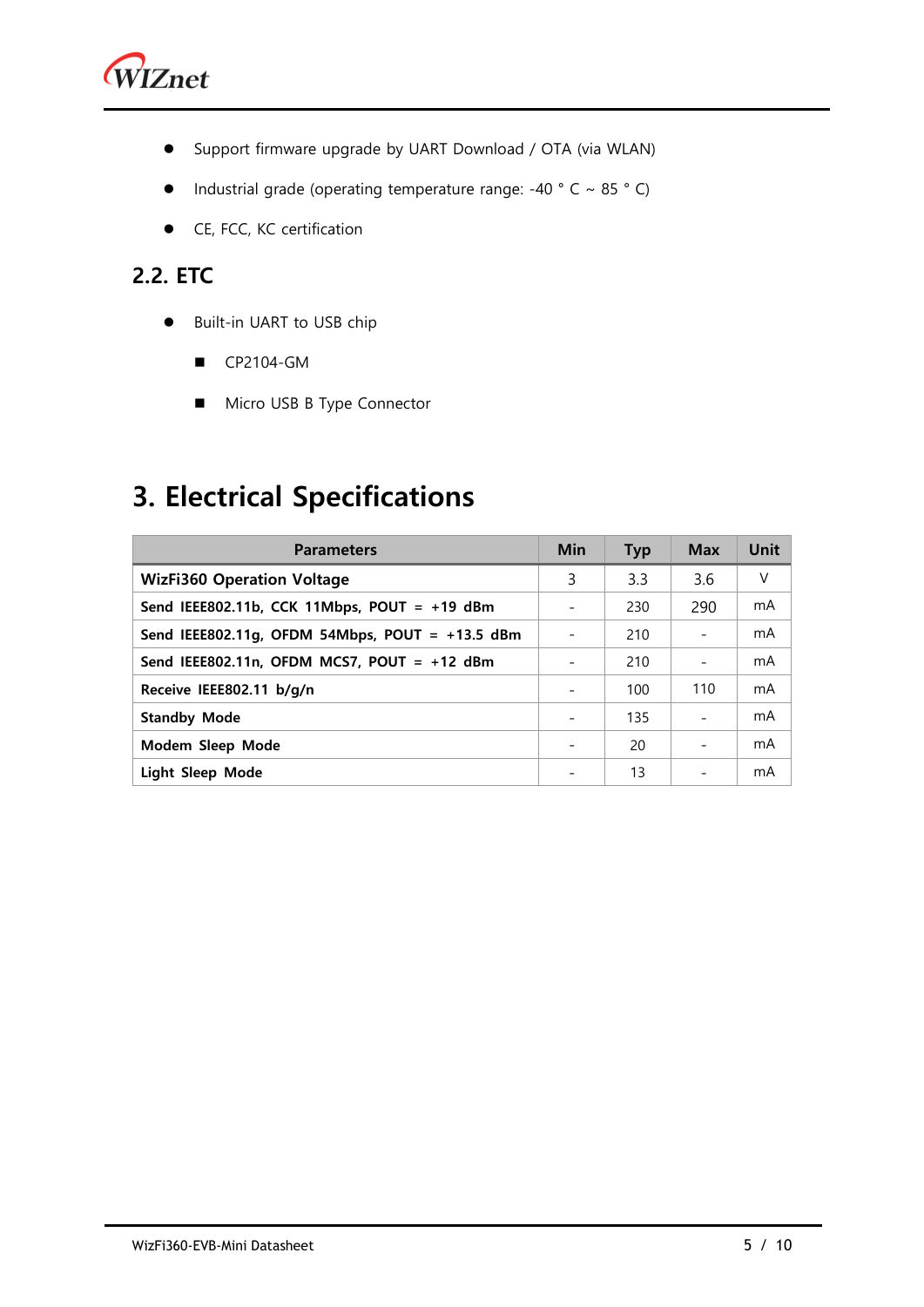- Support firmware upgrade by UART Download / OTA (via WLAN)
- Industrial grade (operating temperature range: -40 ° C ~ 85 ° C)
- CE, FCC, KC certification

## 2.2. ETC

- Built-in UART to USB chip
  - CP2104-GM
  - Micro USB B Type Connector

# 3. Electrical Specifications

| Parameters | Min | Typ | Max | Unit |
|---|---|---|---|---|
| **WizFi360 Operation Voltage** | 3 | 3.3 | 3.6 | V |
| **Send IEEE802.11b, CCK 11Mbps, POUT = +19 dBm** | - | 230 | 290 | mA |
| **Send IEEE802.11g, OFDM 54Mbps, POUT = +13.5 dBm** | - | 210 | - | mA |
| **Send IEEE802.11n, OFDM MCS7, POUT = +12 dBm** | - | 210 | - | mA |
| **Receive IEEE802.11 b/g/n** | - | 100 | 110 | mA |
| **Standby Mode** | - | 135 | - | mA |
| **Modem Sleep Mode** | - | 20 | - | mA |
| **Light Sleep Mode** | - | 13 | - | mA |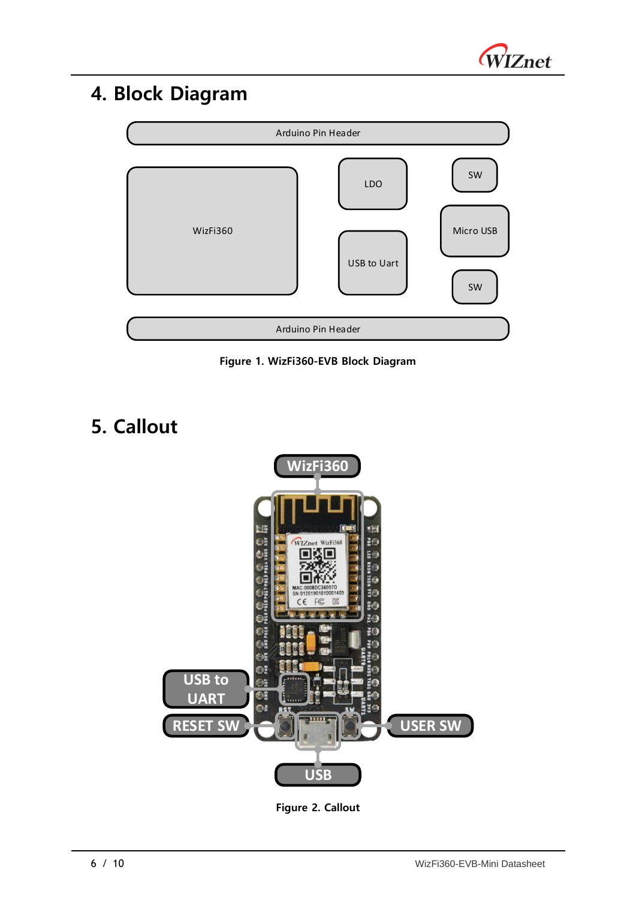# 4. Block Diagram

Figure 1. WizFi360-EVB Block Diagram

# 5. Callout

Figure 2. Callout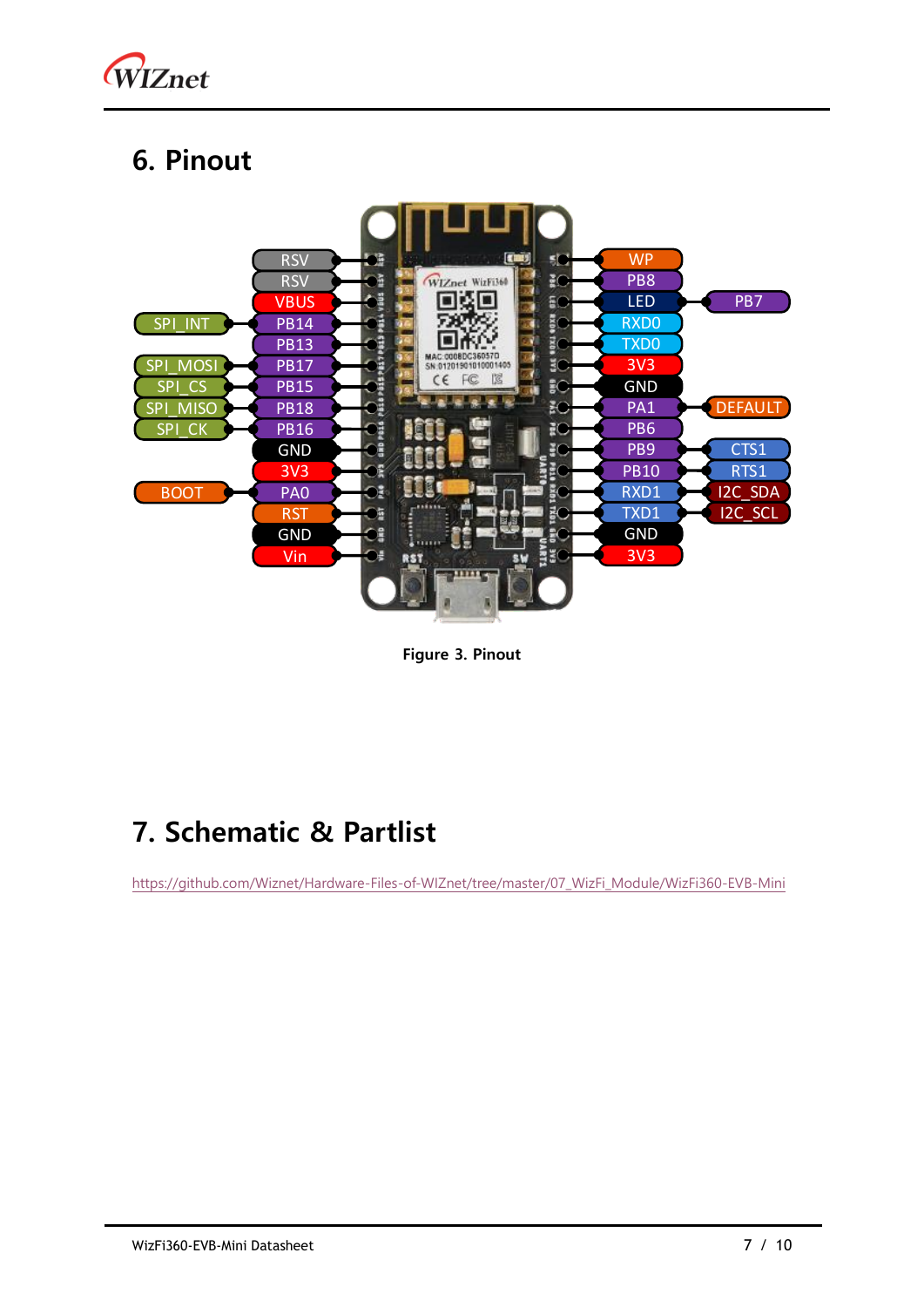# 6. Pinout

Figure 3. Pinout

# 7. Schematic & Partlist

https://github.com/Wiznet/Hardware-Files-of-WIZnet/tree/master/07_WizFi_Module/WizFi360-EVB-Mini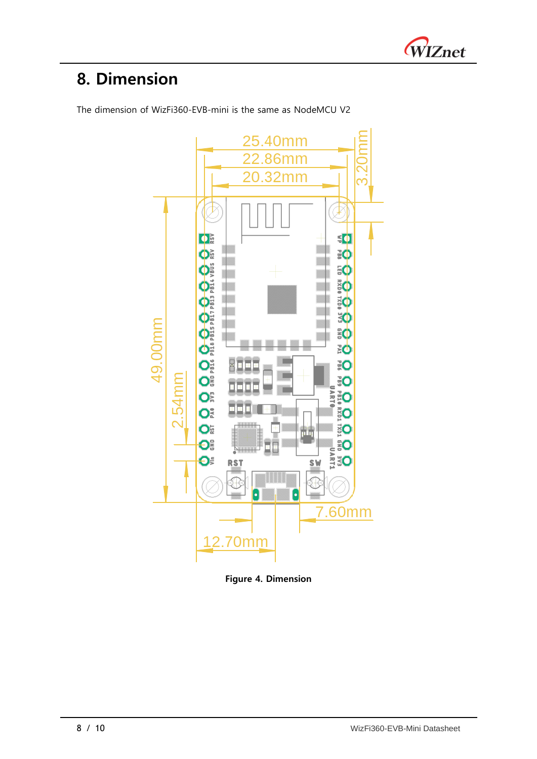# 8. Dimension

The dimension of WizFi360-EVB-mini is the same as NodeMCU V2

25.40mm
22.86mm
20.32mm
3.20mm
49.00mm
2.54mm
7.60mm
12.70mm

RSV RSV VBUS PB14 PB13 PB17 PB15 PB16 PB16 GND 3V3 PA0 RST GND Vin

WP PB8 LED RXD0 TXD0 3V3 GND PA1 PB6 PB9 PB10 RXD1 TXD1 GND 3V3

UART0

UART1

RST

SW

**Figure 4. Dimension**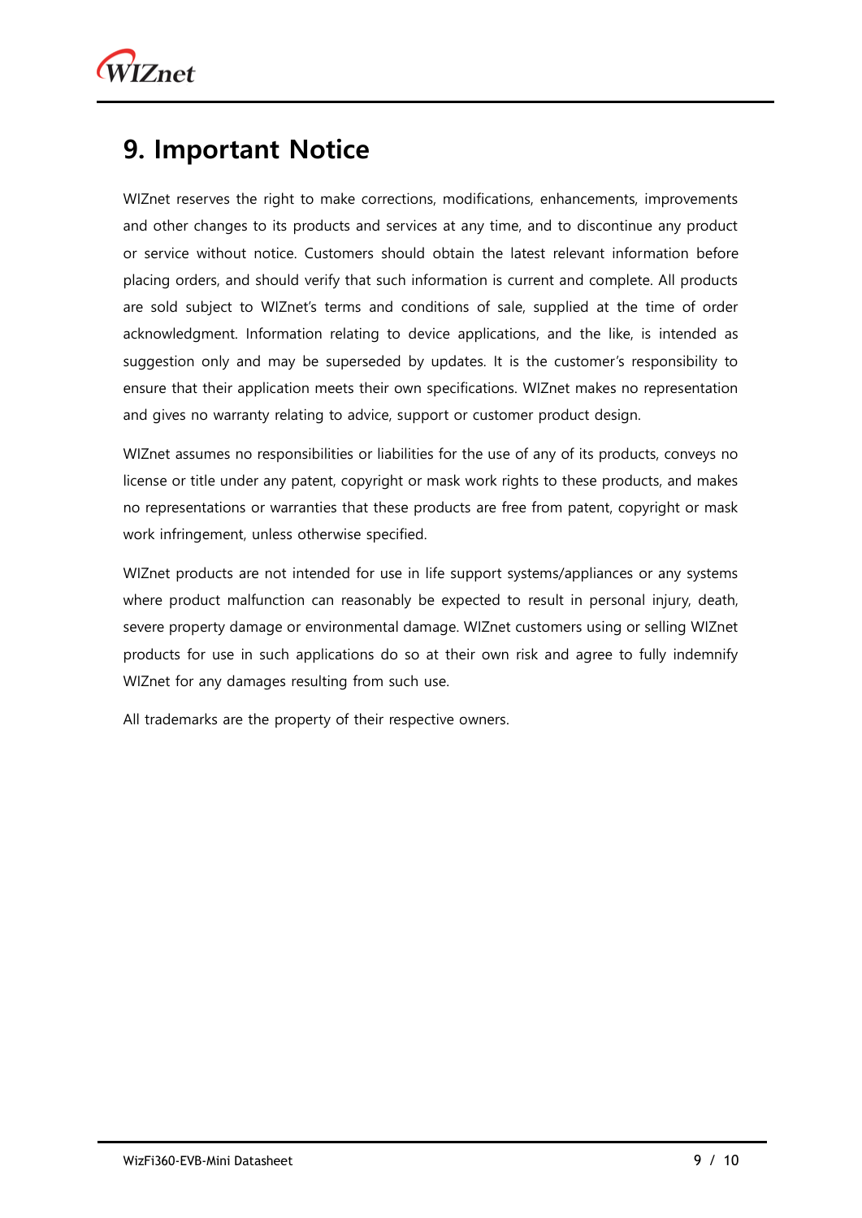# 9. Important Notice

WIZnet reserves the right to make corrections, modifications, enhancements, improvements and other changes to its products and services at any time, and to discontinue any product or service without notice. Customers should obtain the latest relevant information before placing orders, and should verify that such information is current and complete. All products are sold subject to WIZnet's terms and conditions of sale, supplied at the time of order acknowledgment. Information relating to device applications, and the like, is intended as suggestion only and may be superseded by updates. It is the customer's responsibility to ensure that their application meets their own specifications. WIZnet makes no representation and gives no warranty relating to advice, support or customer product design.

WIZnet assumes no responsibilities or liabilities for the use of any of its products, conveys no license or title under any patent, copyright or mask work rights to these products, and makes no representations or warranties that these products are free from patent, copyright or mask work infringement, unless otherwise specified.

WIZnet products are not intended for use in life support systems/appliances or any systems where product malfunction can reasonably be expected to result in personal injury, death, severe property damage or environmental damage. WIZnet customers using or selling WIZnet products for use in such applications do so at their own risk and agree to fully indemnify WIZnet for any damages resulting from such use.

All trademarks are the property of their respective owners.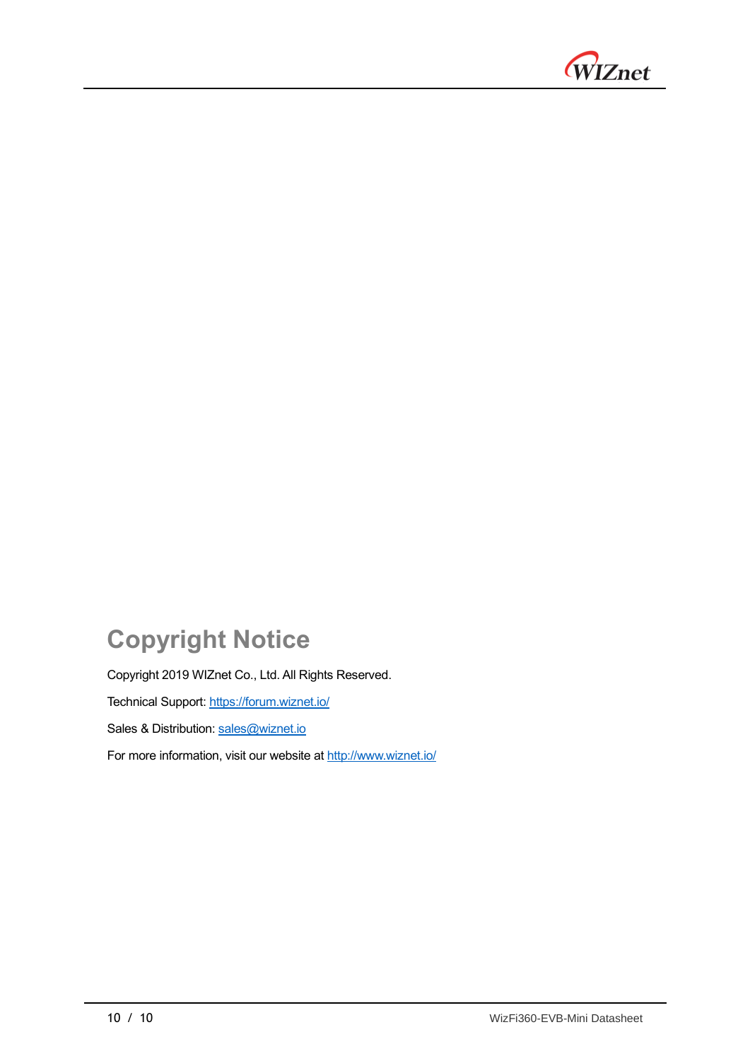# Copyright Notice

Copyright 2019 WIZnet Co., Ltd. All Rights Reserved.

Technical Support: https://forum.wiznet.io/

Sales & Distribution: sales@wiznet.io

For more information, visit our website at http://www.wiznet.io/